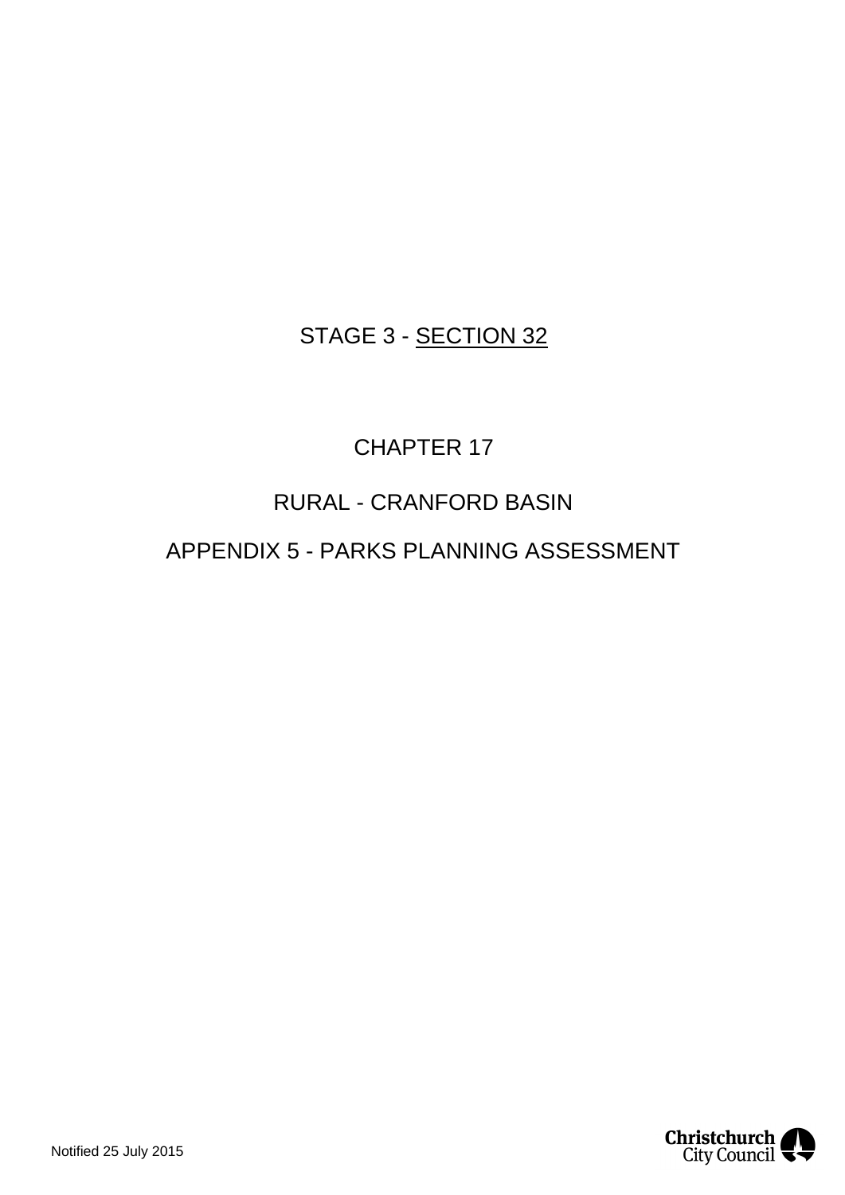STAGE 3 - <u>SECTION 32</u>

# CHAPTER 17

## RURAL - CRANFORD BASIN

## APPENDIX 5 - PARKS PLANNING ASSESSMENT

Notified 25 July 2015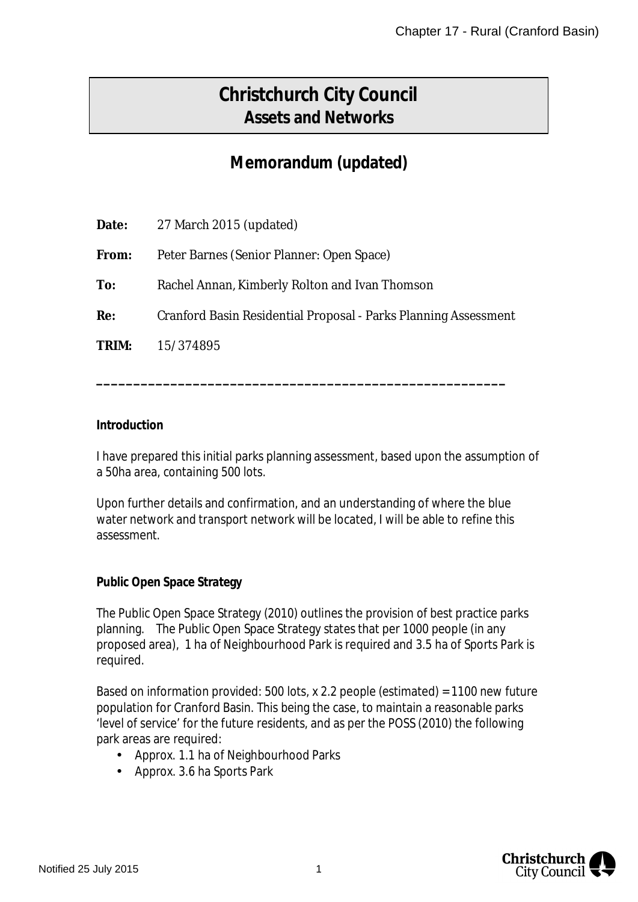# Christchurch City Council
## Assets and Networks

## Memorandum (updated)

**Date:** 27 March 2015 (updated)

**From:** Peter Barnes (Senior Planner: Open Space)

**To:** Rachel Annan, Kimberly Rolton and Ivan Thomson

**Re:** Cranford Basin Residential Proposal - Parks Planning Assessment

**TRIM:** 15/374895

---

**Introduction**

I have prepared this initial parks planning assessment, based upon the assumption of a 50ha area, containing 500 lots.

Upon further details and confirmation, and an understanding of where the blue water network and transport network will be located, I will be able to refine this assessment.

**Public Open Space Strategy**

The Public Open Space Strategy (2010) outlines the provision of best practice parks planning. The Public Open Space Strategy states that per 1000 people (in any proposed area), 1 ha of Neighbourhood Park is required and 3.5 ha of Sports Park is required.

Based on information provided: 500 lots, x 2.2 people (estimated) = 1100 new future population for Cranford Basin. This being the case, to maintain a reasonable parks 'level of service' for the future residents, and as per the POSS (2010) the following park areas are required:

- Approx. 1.1 ha of Neighbourhood Parks
- Approx. 3.6 ha Sports Park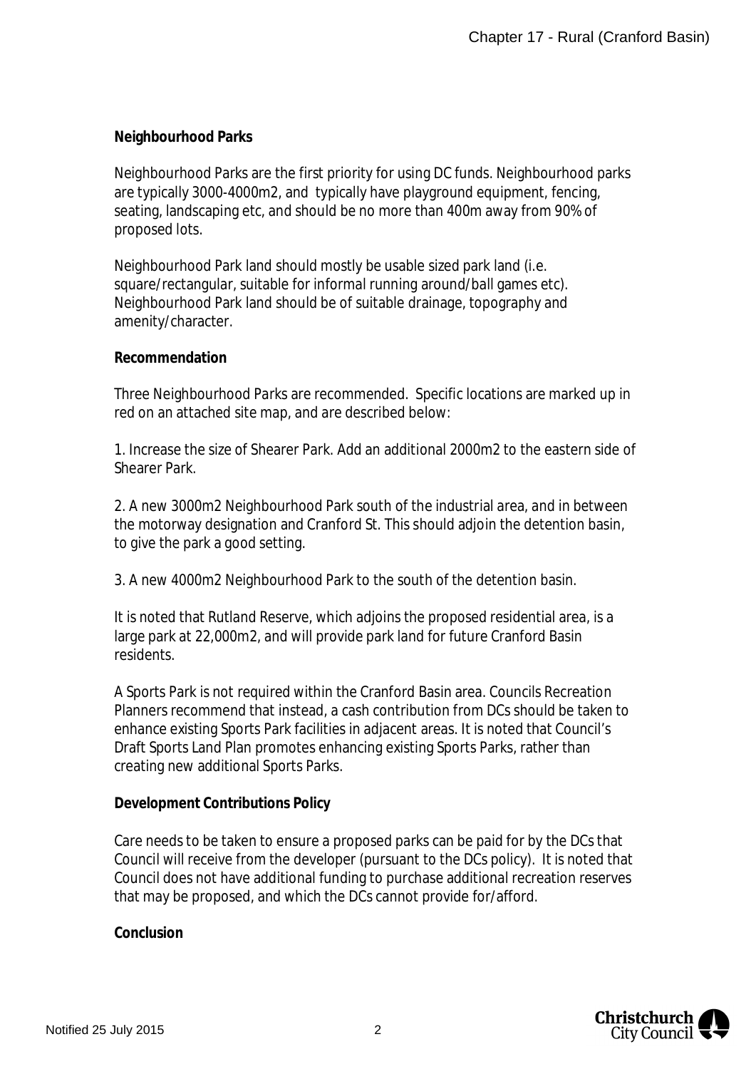**Neighbourhood Parks**

Neighbourhood Parks are the first priority for using DC funds. Neighbourhood parks are typically 3000-4000m2, and typically have playground equipment, fencing, seating, landscaping etc, and should be no more than 400m away from 90% of proposed lots.

Neighbourhood Park land should mostly be usable sized park land (i.e. square/rectangular, suitable for informal running around/ball games etc). Neighbourhood Park land should be of suitable drainage, topography and amenity/character.

**Recommendation**

Three Neighbourhood Parks are recommended. Specific locations are marked up in red on an attached site map, and are described below:

1. Increase the size of Shearer Park. Add an additional 2000m2 to the eastern side of Shearer Park.

2. A new 3000m2 Neighbourhood Park south of the industrial area, and in between the motorway designation and Cranford St. This should adjoin the detention basin, to give the park a good setting.

3. A new 4000m2 Neighbourhood Park to the south of the detention basin.

It is noted that Rutland Reserve, which adjoins the proposed residential area, is a large park at 22,000m2, and will provide park land for future Cranford Basin residents.

A Sports Park is not required within the Cranford Basin area. Councils Recreation Planners recommend that instead, a cash contribution from DCs should be taken to enhance existing Sports Park facilities in adjacent areas. It is noted that Council's Draft Sports Land Plan promotes enhancing existing Sports Parks, rather than creating new additional Sports Parks.

**Development Contributions Policy**

Care needs to be taken to ensure a proposed parks can be paid for by the DCs that Council will receive from the developer (pursuant to the DCs policy). It is noted that Council does not have additional funding to purchase additional recreation reserves that may be proposed, and which the DCs cannot provide for/afford.

**Conclusion**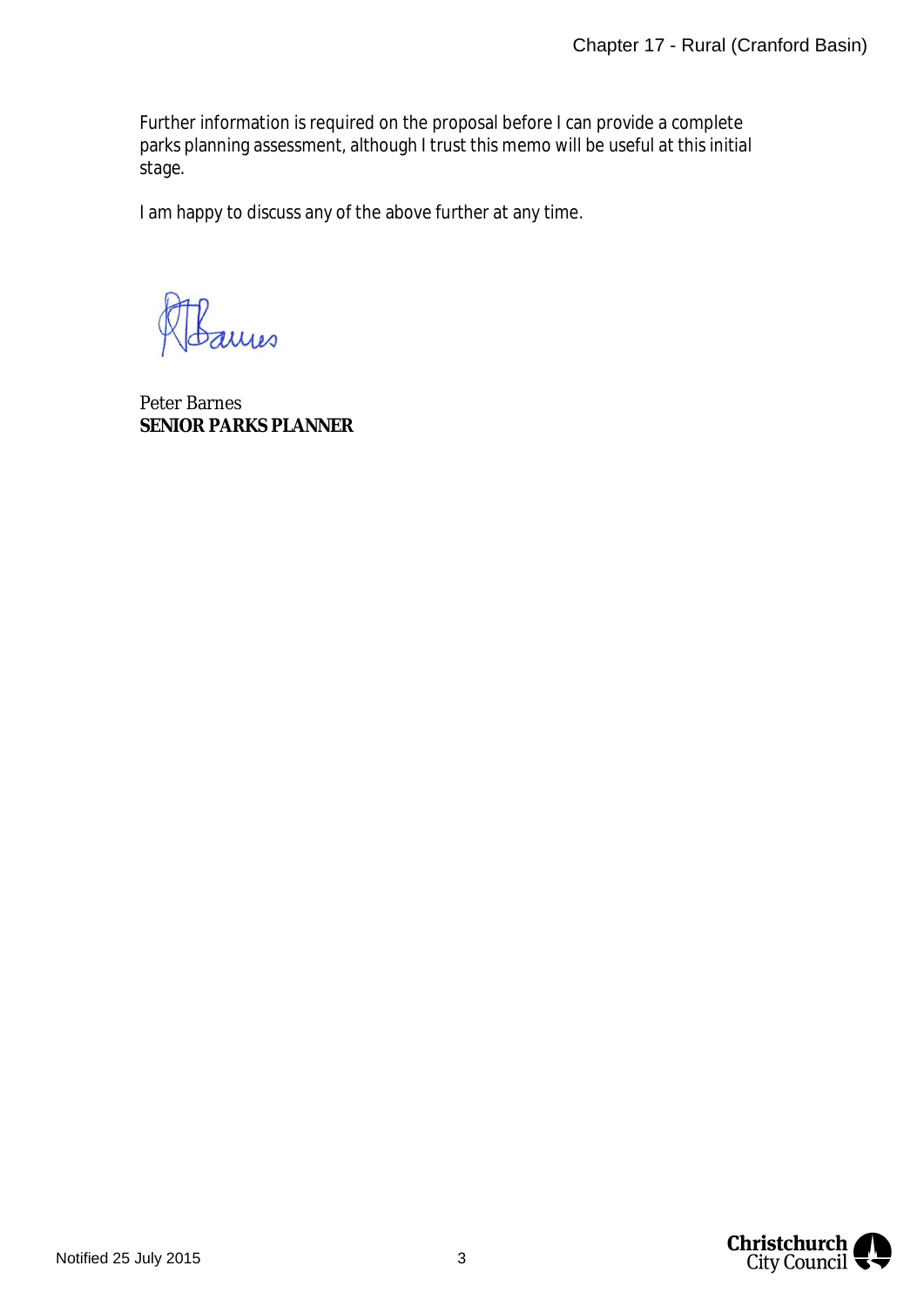Further information is required on the proposal before I can provide a complete parks planning assessment, although I trust this memo will be useful at this initial stage.

I am happy to discuss any of the above further at any time.

Peter Barnes
**SENIOR PARKS PLANNER**